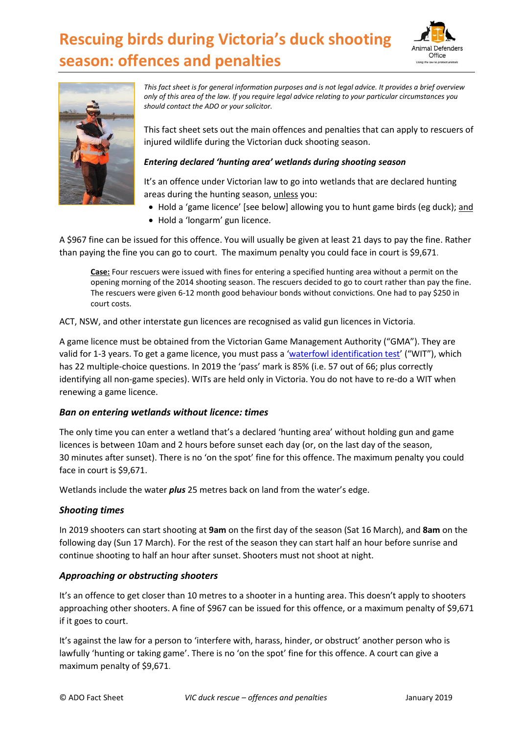# Rescuing birds during Victoria's duck shooting season: offences and penalties

*This fact sheet is for general information purposes and is not legal advice. It provides a brief overview only of this area of the law. If you require legal advice relating to your particular circumstances you should contact the ADO or your solicitor.*

This fact sheet sets out the main offences and penalties that can apply to rescuers of injured wildlife during the Victorian duck shooting season.

### *Entering declared 'hunting area' wetlands during shooting season*

It's an offence under Victorian law to go into wetlands that are declared hunting areas during the hunting season, unless you:

- Hold a 'game licence' [see below] allowing you to hunt game birds (eg duck); and
- Hold a 'longarm' gun licence.

A $967 fine can be issued for this offence. You will usually be given at least 21 days to pay the fine. Rather than paying the fine you can go to court. The maximum penalty you could face in court is $9,671.

> **Case:** Four rescuers were issued with fines for entering a specified hunting area without a permit on the opening morning of the 2014 shooting season. The rescuers decided to go to court rather than pay the fine. The rescuers were given 6-12 month good behaviour bonds without convictions. One had to pay $250 in court costs.

ACT, NSW, and other interstate gun licences are recognised as valid gun licences in Victoria.

A game licence must be obtained from the Victorian Game Management Authority ("GMA"). They are valid for 1-3 years. To get a game licence, you must pass a 'waterfowl identification test' ("WIT"), which has 22 multiple-choice questions. In 2019 the 'pass' mark is 85% (i.e. 57 out of 66; plus correctly identifying all non-game species). WITs are held only in Victoria. You do not have to re-do a WIT when renewing a game licence.

### *Ban on entering wetlands without licence: times*

The only time you can enter a wetland that's a declared 'hunting area' without holding gun and game licences is between 10am and 2 hours before sunset each day (or, on the last day of the season, 30 minutes after sunset). There is no 'on the spot' fine for this offence. The maximum penalty you could face in court is $9,671.

Wetlands include the water ***plus*** 25 metres back on land from the water's edge.

### *Shooting times*

In 2019 shooters can start shooting at **9am** on the first day of the season (Sat 16 March), and **8am** on the following day (Sun 17 March). For the rest of the season they can start half an hour before sunrise and continue shooting to half an hour after sunset. Shooters must not shoot at night.

### *Approaching or obstructing shooters*

It's an offence to get closer than 10 metres to a shooter in a hunting area. This doesn't apply to shooters approaching other shooters. A fine of $967 can be issued for this offence, or a maximum penalty of $9,671 if it goes to court.

It's against the law for a person to 'interfere with, harass, hinder, or obstruct' another person who is lawfully 'hunting or taking game'. There is no 'on the spot' fine for this offence. A court can give a maximum penalty of $9,671.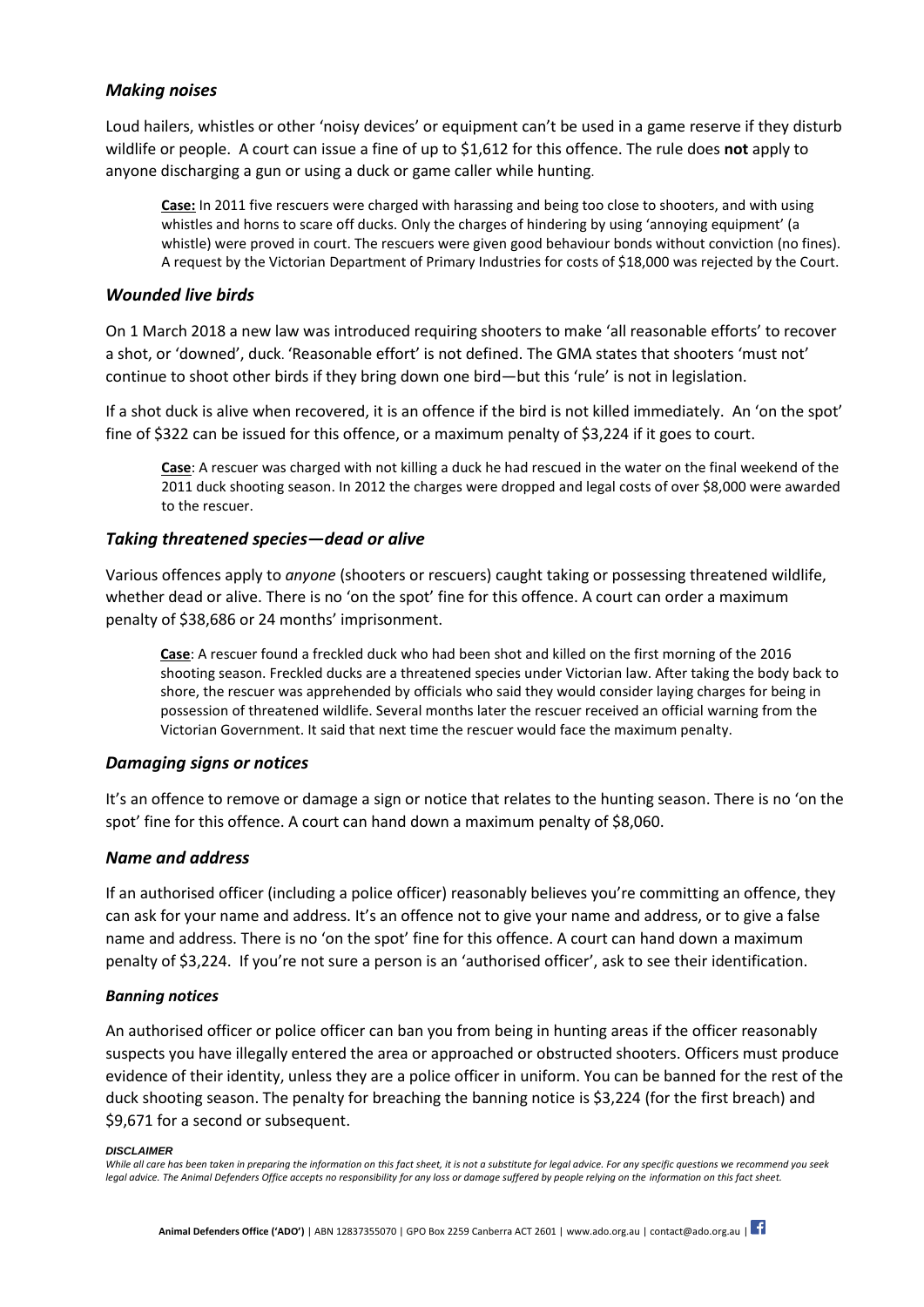### *Making noises*

Loud hailers, whistles or other 'noisy devices' or equipment can't be used in a game reserve if they disturb wildlife or people. A court can issue a fine of up to $1,612 for this offence. The rule does **not** apply to anyone discharging a gun or using a duck or game caller while hunting.

> **Case:** In 2011 five rescuers were charged with harassing and being too close to shooters, and with using whistles and horns to scare off ducks. Only the charges of hindering by using 'annoying equipment' (a whistle) were proved in court. The rescuers were given good behaviour bonds without conviction (no fines). A request by the Victorian Department of Primary Industries for costs of $18,000 was rejected by the Court.

### *Wounded live birds*

On 1 March 2018 a new law was introduced requiring shooters to make 'all reasonable efforts' to recover a shot, or 'downed', duck. 'Reasonable effort' is not defined. The GMA states that shooters 'must not' continue to shoot other birds if they bring down one bird—but this 'rule' is not in legislation.

If a shot duck is alive when recovered, it is an offence if the bird is not killed immediately. An 'on the spot' fine of $322 can be issued for this offence, or a maximum penalty of $3,224 if it goes to court.

> **Case**: A rescuer was charged with not killing a duck he had rescued in the water on the final weekend of the 2011 duck shooting season. In 2012 the charges were dropped and legal costs of over $8,000 were awarded to the rescuer.

### *Taking threatened species—dead or alive*

Various offences apply to *anyone* (shooters or rescuers) caught taking or possessing threatened wildlife, whether dead or alive. There is no 'on the spot' fine for this offence. A court can order a maximum penalty of $38,686 or 24 months' imprisonment.

> **Case**: A rescuer found a freckled duck who had been shot and killed on the first morning of the 2016 shooting season. Freckled ducks are a threatened species under Victorian law. After taking the body back to shore, the rescuer was apprehended by officials who said they would consider laying charges for being in possession of threatened wildlife. Several months later the rescuer received an official warning from the Victorian Government. It said that next time the rescuer would face the maximum penalty.

### *Damaging signs or notices*

It's an offence to remove or damage a sign or notice that relates to the hunting season. There is no 'on the spot' fine for this offence. A court can hand down a maximum penalty of $8,060.

### *Name and address*

If an authorised officer (including a police officer) reasonably believes you're committing an offence, they can ask for your name and address. It's an offence not to give your name and address, or to give a false name and address. There is no 'on the spot' fine for this offence. A court can hand down a maximum penalty of $3,224. If you're not sure a person is an 'authorised officer', ask to see their identification.

#### *Banning notices*

An authorised officer or police officer can ban you from being in hunting areas if the officer reasonably suspects you have illegally entered the area or approached or obstructed shooters. Officers must produce evidence of their identity, unless they are a police officer in uniform. You can be banned for the rest of the duck shooting season. The penalty for breaching the banning notice is $3,224 (for the first breach) and $9,671 for a second or subsequent.

***DISCLAIMER***

*While all care has been taken in preparing the information on this fact sheet, it is not a substitute for legal advice. For any specific questions we recommend you seek legal advice. The Animal Defenders Office accepts no responsibility for any loss or damage suffered by people relying on the information on this fact sheet.*

**Animal Defenders Office ('ADO')** | ABN 12837355070 | GPO Box 2259 Canberra ACT 2601 | www.ado.org.au | contact@ado.org.au |